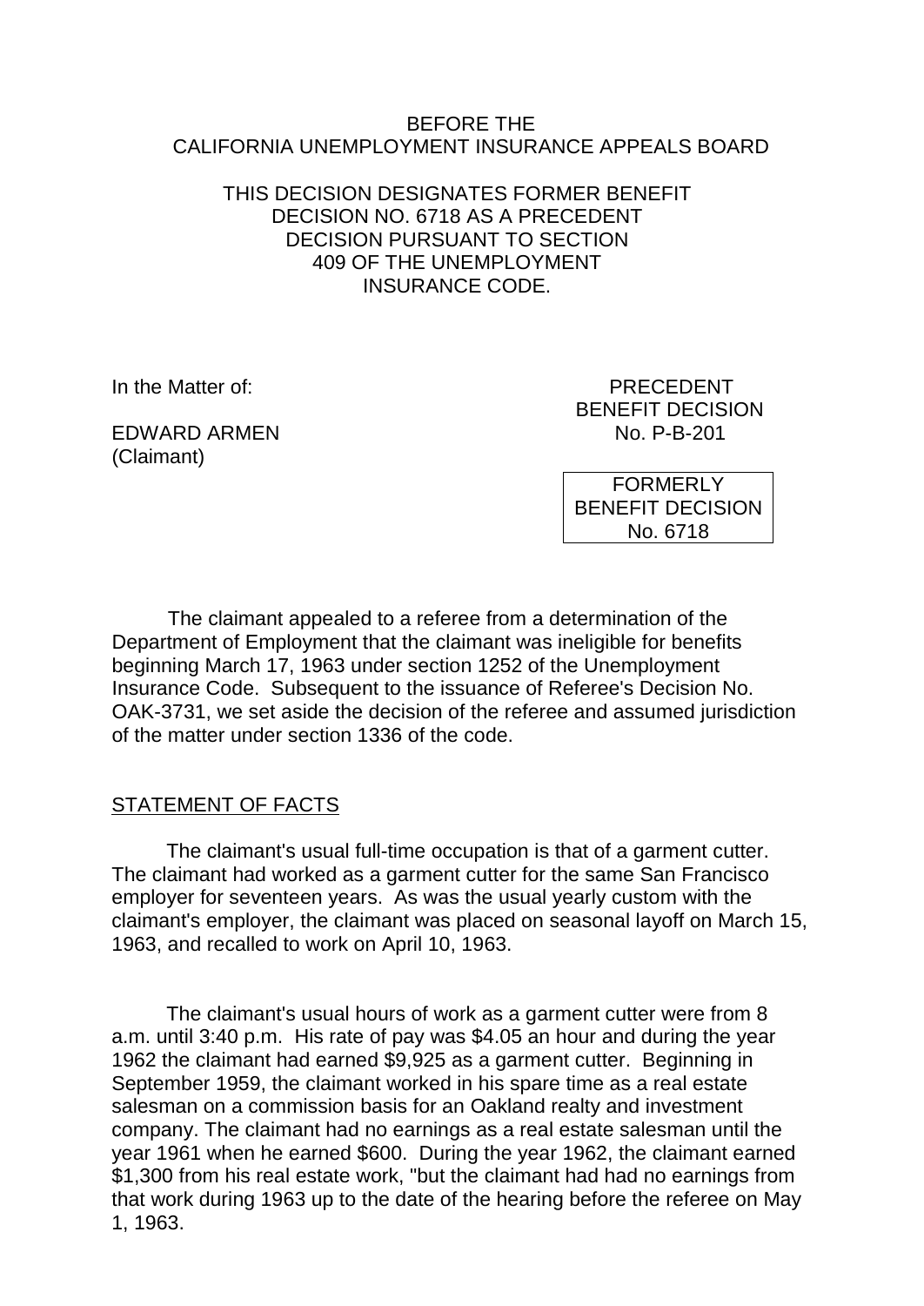BEFORE THE
CALIFORNIA UNEMPLOYMENT INSURANCE APPEALS BOARD

THIS DECISION DESIGNATES FORMER BENEFIT DECISION NO. 6718 AS A PRECEDENT DECISION PURSUANT TO SECTION 409 OF THE UNEMPLOYMENT INSURANCE CODE.

In the Matter of:

EDWARD ARMEN
(Claimant)

PRECEDENT
BENEFIT DECISION
No. P-B-201

FORMERLY
BENEFIT DECISION
No. 6718

The claimant appealed to a referee from a determination of the Department of Employment that the claimant was ineligible for benefits beginning March 17, 1963 under section 1252 of the Unemployment Insurance Code. Subsequent to the issuance of Referee's Decision No. OAK-3731, we set aside the decision of the referee and assumed jurisdiction of the matter under section 1336 of the code.

## STATEMENT OF FACTS

The claimant's usual full-time occupation is that of a garment cutter. The claimant had worked as a garment cutter for the same San Francisco employer for seventeen years. As was the usual yearly custom with the claimant's employer, the claimant was placed on seasonal layoff on March 15, 1963, and recalled to work on April 10, 1963.

The claimant's usual hours of work as a garment cutter were from 8 a.m. until 3:40 p.m. His rate of pay was $4.05 an hour and during the year 1962 the claimant had earned $9,925 as a garment cutter. Beginning in September 1959, the claimant worked in his spare time as a real estate salesman on a commission basis for an Oakland realty and investment company. The claimant had no earnings as a real estate salesman until the year 1961 when he earned $600. During the year 1962, the claimant earned $1,300 from his real estate work, "but the claimant had had no earnings from that work during 1963 up to the date of the hearing before the referee on May 1, 1963.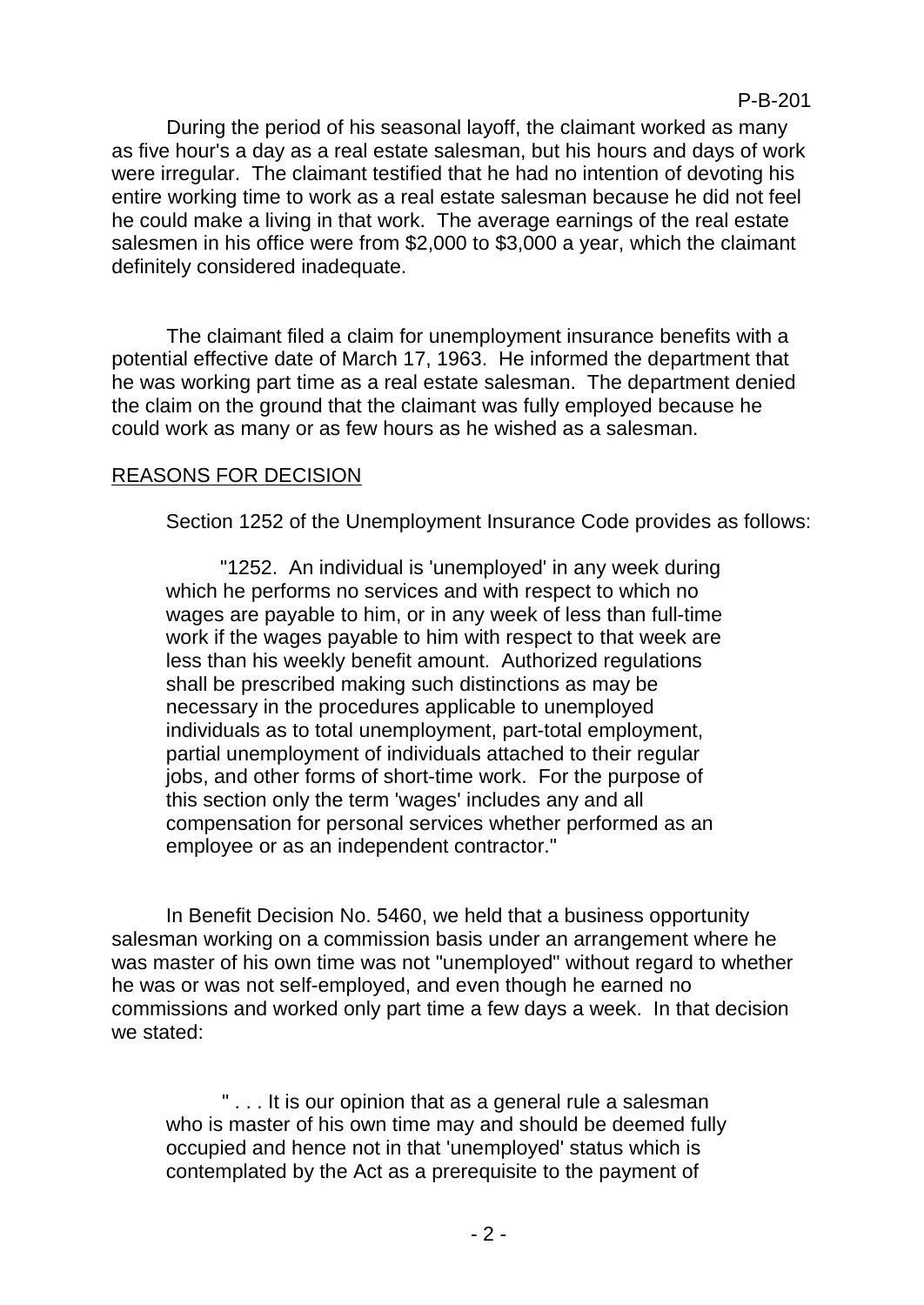During the period of his seasonal layoff, the claimant worked as many as five hour's a day as a real estate salesman, but his hours and days of work were irregular. The claimant testified that he had no intention of devoting his entire working time to work as a real estate salesman because he did not feel he could make a living in that work. The average earnings of the real estate salesmen in his office were from $2,000 to $3,000 a year, which the claimant definitely considered inadequate.

The claimant filed a claim for unemployment insurance benefits with a potential effective date of March 17, 1963. He informed the department that he was working part time as a real estate salesman. The department denied the claim on the ground that the claimant was fully employed because he could work as many or as few hours as he wished as a salesman.

## REASONS FOR DECISION

Section 1252 of the Unemployment Insurance Code provides as follows:

> "1252. An individual is 'unemployed' in any week during which he performs no services and with respect to which no wages are payable to him, or in any week of less than full-time work if the wages payable to him with respect to that week are less than his weekly benefit amount. Authorized regulations shall be prescribed making such distinctions as may be necessary in the procedures applicable to unemployed individuals as to total unemployment, part-total employment, partial unemployment of individuals attached to their regular jobs, and other forms of short-time work. For the purpose of this section only the term 'wages' includes any and all compensation for personal services whether performed as an employee or as an independent contractor."

In Benefit Decision No. 5460, we held that a business opportunity salesman working on a commission basis under an arrangement where he was master of his own time was not "unemployed" without regard to whether he was or was not self-employed, and even though he earned no commissions and worked only part time a few days a week. In that decision we stated:

> " . . . It is our opinion that as a general rule a salesman who is master of his own time may and should be deemed fully occupied and hence not in that 'unemployed' status which is contemplated by the Act as a prerequisite to the payment of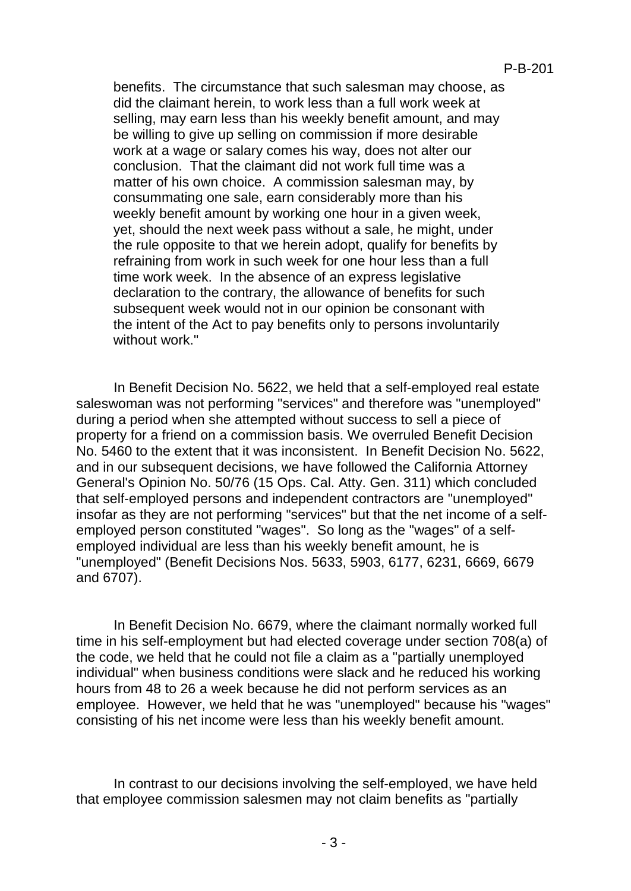> benefits. The circumstance that such salesman may choose, as did the claimant herein, to work less than a full work week at selling, may earn less than his weekly benefit amount, and may be willing to give up selling on commission if more desirable work at a wage or salary comes his way, does not alter our conclusion. That the claimant did not work full time was a matter of his own choice. A commission salesman may, by consummating one sale, earn considerably more than his weekly benefit amount by working one hour in a given week, yet, should the next week pass without a sale, he might, under the rule opposite to that we herein adopt, qualify for benefits by refraining from work in such week for one hour less than a full time work week. In the absence of an express legislative declaration to the contrary, the allowance of benefits for such subsequent week would not in our opinion be consonant with the intent of the Act to pay benefits only to persons involuntarily without work."

In Benefit Decision No. 5622, we held that a self-employed real estate saleswoman was not performing "services" and therefore was "unemployed" during a period when she attempted without success to sell a piece of property for a friend on a commission basis. We overruled Benefit Decision No. 5460 to the extent that it was inconsistent. In Benefit Decision No. 5622, and in our subsequent decisions, we have followed the California Attorney General's Opinion No. 50/76 (15 Ops. Cal. Atty. Gen. 311) which concluded that self-employed persons and independent contractors are "unemployed" insofar as they are not performing "services" but that the net income of a self-employed person constituted "wages". So long as the "wages" of a self-employed individual are less than his weekly benefit amount, he is "unemployed" (Benefit Decisions Nos. 5633, 5903, 6177, 6231, 6669, 6679 and 6707).

In Benefit Decision No. 6679, where the claimant normally worked full time in his self-employment but had elected coverage under section 708(a) of the code, we held that he could not file a claim as a "partially unemployed individual" when business conditions were slack and he reduced his working hours from 48 to 26 a week because he did not perform services as an employee. However, we held that he was "unemployed" because his "wages" consisting of his net income were less than his weekly benefit amount.

In contrast to our decisions involving the self-employed, we have held that employee commission salesmen may not claim benefits as "partially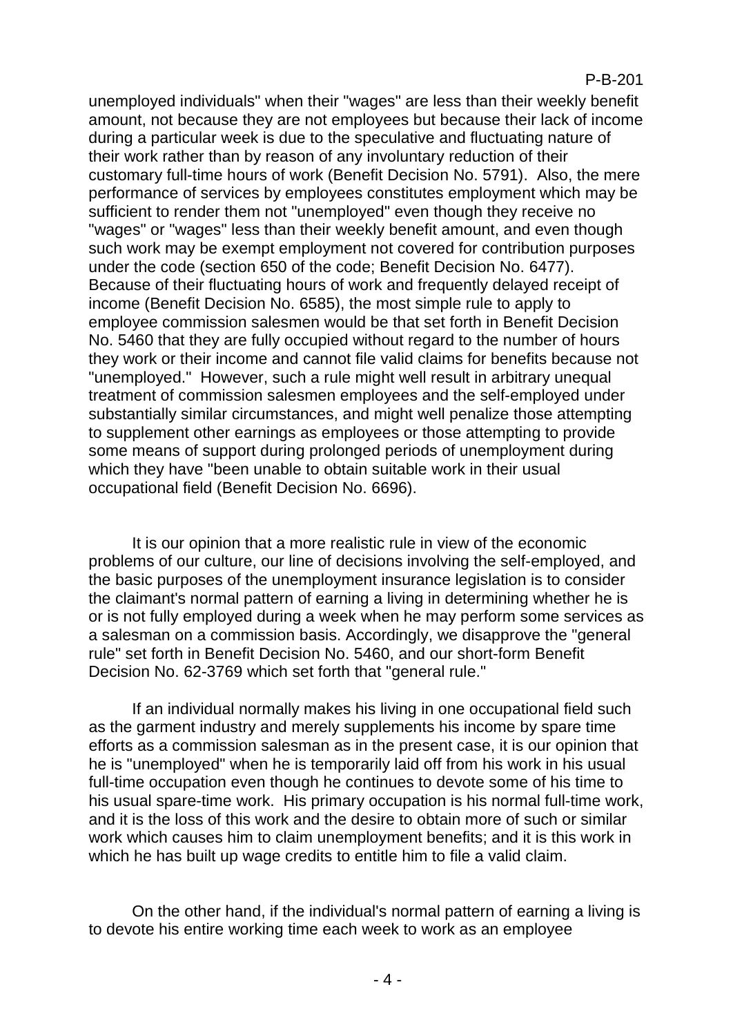unemployed individuals" when their "wages" are less than their weekly benefit amount, not because they are not employees but because their lack of income during a particular week is due to the speculative and fluctuating nature of their work rather than by reason of any involuntary reduction of their customary full-time hours of work (Benefit Decision No. 5791). Also, the mere performance of services by employees constitutes employment which may be sufficient to render them not "unemployed" even though they receive no "wages" or "wages" less than their weekly benefit amount, and even though such work may be exempt employment not covered for contribution purposes under the code (section 650 of the code; Benefit Decision No. 6477). Because of their fluctuating hours of work and frequently delayed receipt of income (Benefit Decision No. 6585), the most simple rule to apply to employee commission salesmen would be that set forth in Benefit Decision No. 5460 that they are fully occupied without regard to the number of hours they work or their income and cannot file valid claims for benefits because not "unemployed." However, such a rule might well result in arbitrary unequal treatment of commission salesmen employees and the self-employed under substantially similar circumstances, and might well penalize those attempting to supplement other earnings as employees or those attempting to provide some means of support during prolonged periods of unemployment during which they have "been unable to obtain suitable work in their usual occupational field (Benefit Decision No. 6696).

It is our opinion that a more realistic rule in view of the economic problems of our culture, our line of decisions involving the self-employed, and the basic purposes of the unemployment insurance legislation is to consider the claimant's normal pattern of earning a living in determining whether he is or is not fully employed during a week when he may perform some services as a salesman on a commission basis. Accordingly, we disapprove the "general rule" set forth in Benefit Decision No. 5460, and our short-form Benefit Decision No. 62-3769 which set forth that "general rule."

If an individual normally makes his living in one occupational field such as the garment industry and merely supplements his income by spare time efforts as a commission salesman as in the present case, it is our opinion that he is "unemployed" when he is temporarily laid off from his work in his usual full-time occupation even though he continues to devote some of his time to his usual spare-time work. His primary occupation is his normal full-time work, and it is the loss of this work and the desire to obtain more of such or similar work which causes him to claim unemployment benefits; and it is this work in which he has built up wage credits to entitle him to file a valid claim.

On the other hand, if the individual's normal pattern of earning a living is to devote his entire working time each week to work as an employee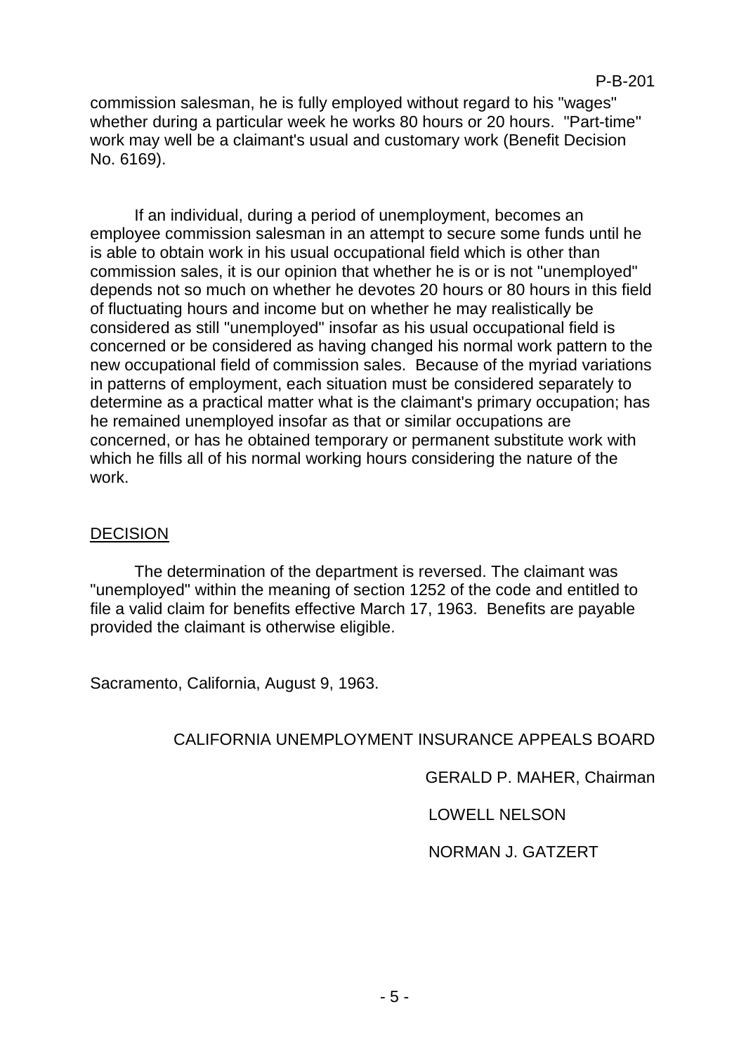commission salesman, he is fully employed without regard to his "wages" whether during a particular week he works 80 hours or 20 hours. "Part-time" work may well be a claimant's usual and customary work (Benefit Decision No. 6169).

If an individual, during a period of unemployment, becomes an employee commission salesman in an attempt to secure some funds until he is able to obtain work in his usual occupational field which is other than commission sales, it is our opinion that whether he is or is not "unemployed" depends not so much on whether he devotes 20 hours or 80 hours in this field of fluctuating hours and income but on whether he may realistically be considered as still "unemployed" insofar as his usual occupational field is concerned or be considered as having changed his normal work pattern to the new occupational field of commission sales. Because of the myriad variations in patterns of employment, each situation must be considered separately to determine as a practical matter what is the claimant's primary occupation; has he remained unemployed insofar as that or similar occupations are concerned, or has he obtained temporary or permanent substitute work with which he fills all of his normal working hours considering the nature of the work.

## DECISION

The determination of the department is reversed. The claimant was "unemployed" within the meaning of section 1252 of the code and entitled to file a valid claim for benefits effective March 17, 1963. Benefits are payable provided the claimant is otherwise eligible.

Sacramento, California, August 9, 1963.

CALIFORNIA UNEMPLOYMENT INSURANCE APPEALS BOARD

GERALD P. MAHER, Chairman

LOWELL NELSON

NORMAN J. GATZERT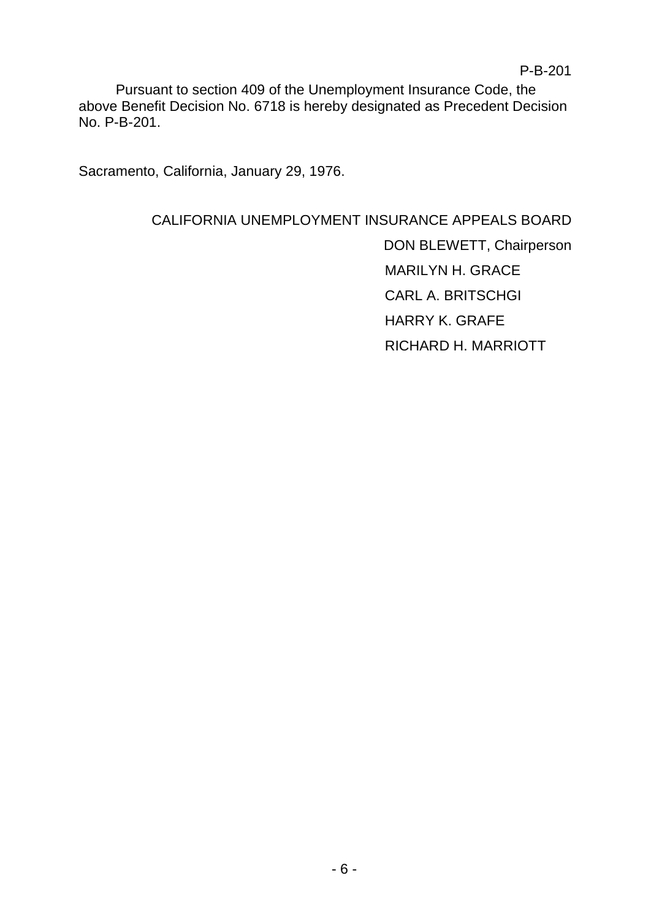Pursuant to section 409 of the Unemployment Insurance Code, the above Benefit Decision No. 6718 is hereby designated as Precedent Decision No. P-B-201.

Sacramento, California, January 29, 1976.

CALIFORNIA UNEMPLOYMENT INSURANCE APPEALS BOARD

DON BLEWETT, Chairperson

MARILYN H. GRACE

CARL A. BRITSCHGI

HARRY K. GRAFE

RICHARD H. MARRIOTT